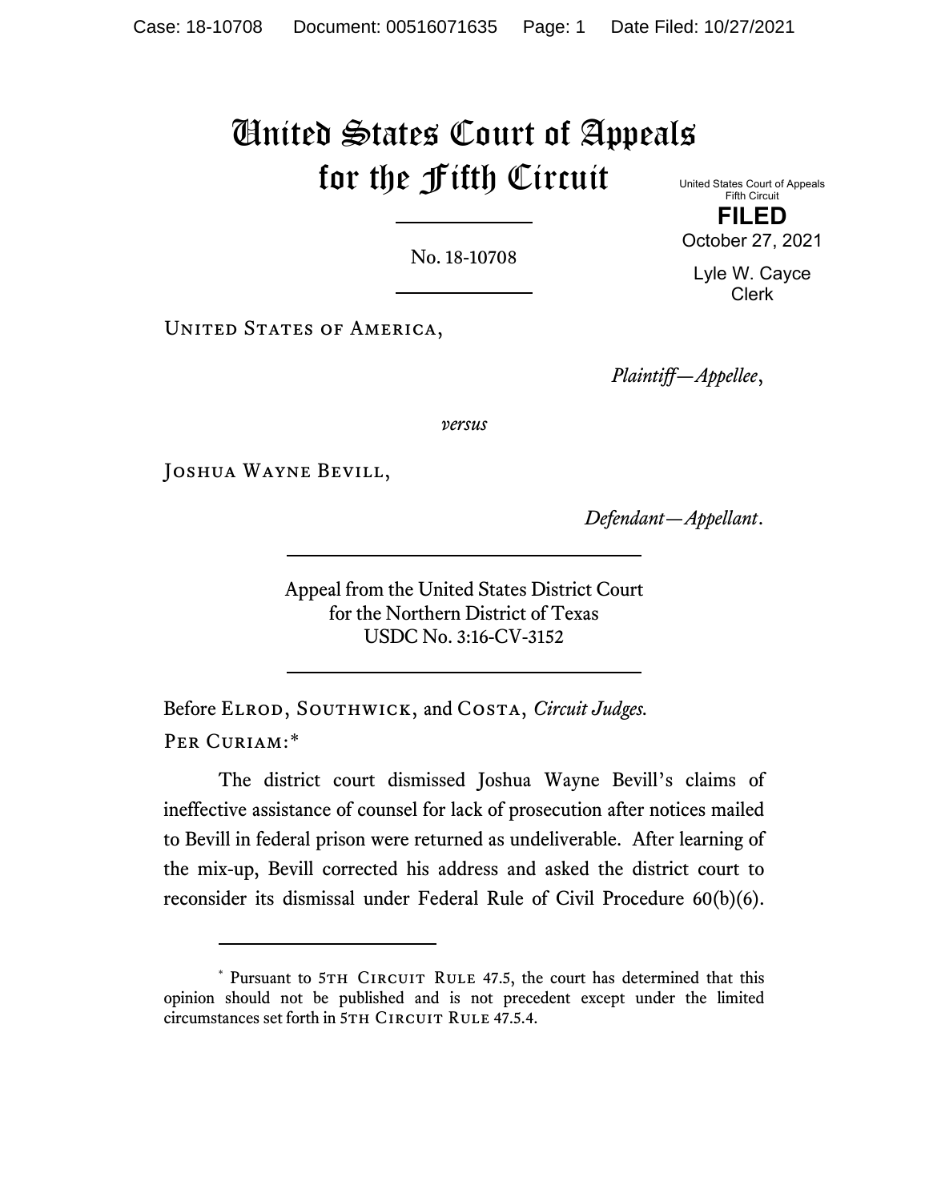# United States Court of Appeals for the Fifth Circuit

United States Court of Appeals
Fifth Circuit

**FILED**

October 27, 2021

Lyle W. Cayce
Clerk

No. 18-10708

United States of America,

*Plaintiff—Appellee*,

*versus*

Joshua Wayne Bevill,

*Defendant—Appellant*.

Appeal from the United States District Court
for the Northern District of Texas
USDC No. 3:16-CV-3152

Before Elrod, Southwick, and Costa, *Circuit Judges.*

Per Curiam:*

The district court dismissed Joshua Wayne Bevill's claims of ineffective assistance of counsel for lack of prosecution after notices mailed to Bevill in federal prison were returned as undeliverable. After learning of the mix-up, Bevill corrected his address and asked the district court to reconsider its dismissal under Federal Rule of Civil Procedure 60(b)(6).

---

* Pursuant to 5th Circuit Rule 47.5, the court has determined that this opinion should not be published and is not precedent except under the limited circumstances set forth in 5th Circuit Rule 47.5.4.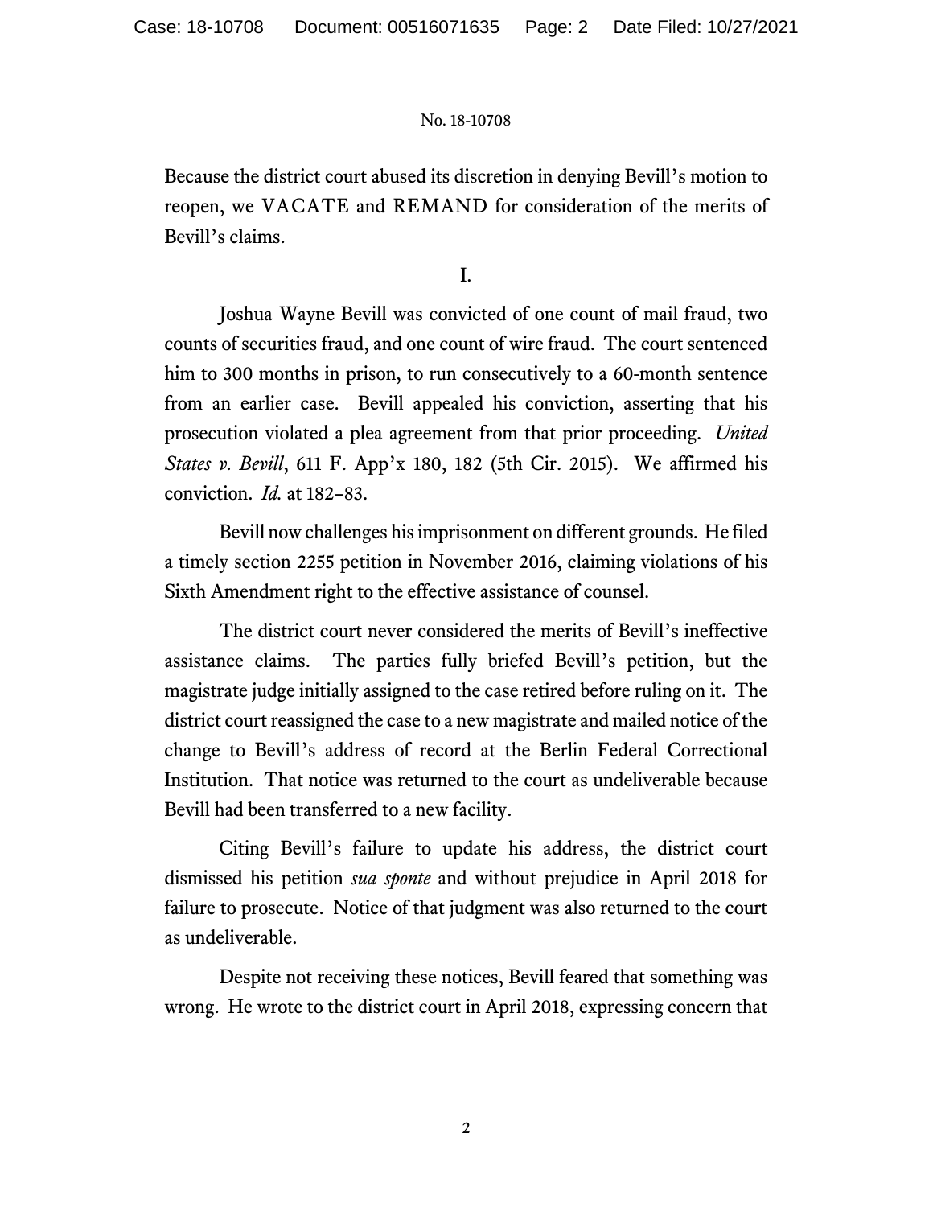Because the district court abused its discretion in denying Bevill's motion to reopen, we VACATE and REMAND for consideration of the merits of Bevill's claims.

I.

Joshua Wayne Bevill was convicted of one count of mail fraud, two counts of securities fraud, and one count of wire fraud. The court sentenced him to 300 months in prison, to run consecutively to a 60-month sentence from an earlier case. Bevill appealed his conviction, asserting that his prosecution violated a plea agreement from that prior proceeding. *United States v. Bevill*, 611 F. App'x 180, 182 (5th Cir. 2015). We affirmed his conviction. *Id.* at 182–83.

Bevill now challenges his imprisonment on different grounds. He filed a timely section 2255 petition in November 2016, claiming violations of his Sixth Amendment right to the effective assistance of counsel.

The district court never considered the merits of Bevill's ineffective assistance claims. The parties fully briefed Bevill's petition, but the magistrate judge initially assigned to the case retired before ruling on it. The district court reassigned the case to a new magistrate and mailed notice of the change to Bevill's address of record at the Berlin Federal Correctional Institution. That notice was returned to the court as undeliverable because Bevill had been transferred to a new facility.

Citing Bevill's failure to update his address, the district court dismissed his petition *sua sponte* and without prejudice in April 2018 for failure to prosecute. Notice of that judgment was also returned to the court as undeliverable.

Despite not receiving these notices, Bevill feared that something was wrong. He wrote to the district court in April 2018, expressing concern that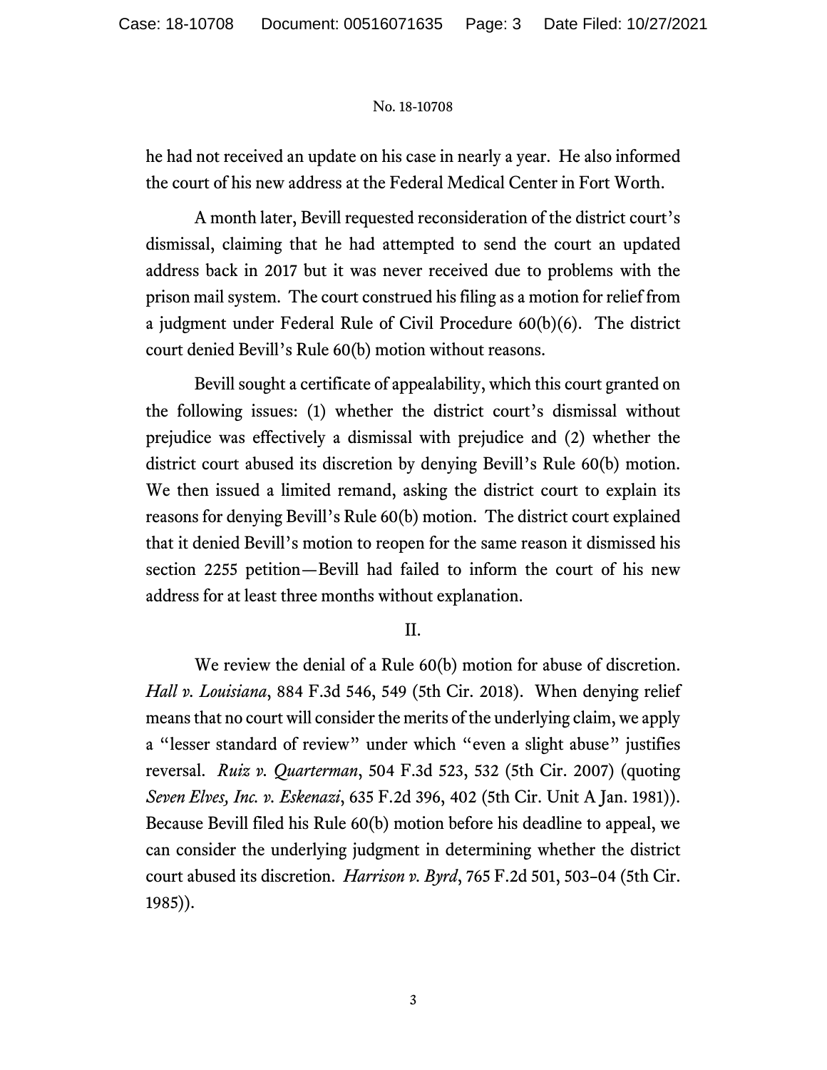he had not received an update on his case in nearly a year. He also informed the court of his new address at the Federal Medical Center in Fort Worth.

A month later, Bevill requested reconsideration of the district court's dismissal, claiming that he had attempted to send the court an updated address back in 2017 but it was never received due to problems with the prison mail system. The court construed his filing as a motion for relief from a judgment under Federal Rule of Civil Procedure 60(b)(6). The district court denied Bevill's Rule 60(b) motion without reasons.

Bevill sought a certificate of appealability, which this court granted on the following issues: (1) whether the district court's dismissal without prejudice was effectively a dismissal with prejudice and (2) whether the district court abused its discretion by denying Bevill's Rule 60(b) motion. We then issued a limited remand, asking the district court to explain its reasons for denying Bevill's Rule 60(b) motion. The district court explained that it denied Bevill's motion to reopen for the same reason it dismissed his section 2255 petition—Bevill had failed to inform the court of his new address for at least three months without explanation.

## II.

We review the denial of a Rule 60(b) motion for abuse of discretion. *Hall v. Louisiana*, 884 F.3d 546, 549 (5th Cir. 2018). When denying relief means that no court will consider the merits of the underlying claim, we apply a "lesser standard of review" under which "even a slight abuse" justifies reversal. *Ruiz v. Quarterman*, 504 F.3d 523, 532 (5th Cir. 2007) (quoting *Seven Elves, Inc. v. Eskenazi*, 635 F.2d 396, 402 (5th Cir. Unit A Jan. 1981)). Because Bevill filed his Rule 60(b) motion before his deadline to appeal, we can consider the underlying judgment in determining whether the district court abused its discretion. *Harrison v. Byrd*, 765 F.2d 501, 503–04 (5th Cir. 1985)).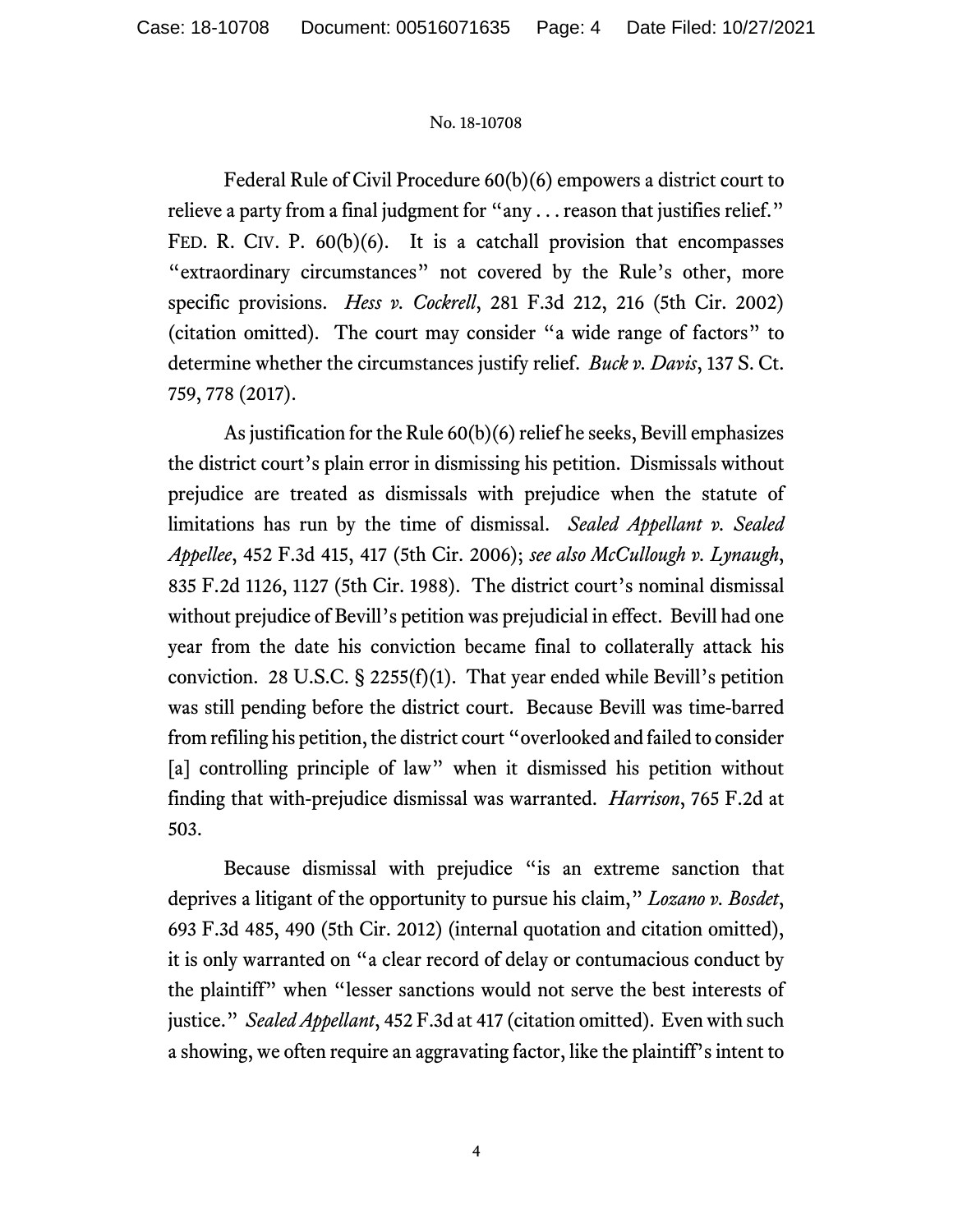Federal Rule of Civil Procedure 60(b)(6) empowers a district court to relieve a party from a final judgment for "any . . . reason that justifies relief." FED. R. CIV. P. 60(b)(6). It is a catchall provision that encompasses "extraordinary circumstances" not covered by the Rule's other, more specific provisions. *Hess v. Cockrell*, 281 F.3d 212, 216 (5th Cir. 2002) (citation omitted). The court may consider "a wide range of factors" to determine whether the circumstances justify relief. *Buck v. Davis*, 137 S. Ct. 759, 778 (2017).

As justification for the Rule 60(b)(6) relief he seeks, Bevill emphasizes the district court's plain error in dismissing his petition. Dismissals without prejudice are treated as dismissals with prejudice when the statute of limitations has run by the time of dismissal. *Sealed Appellant v. Sealed Appellee*, 452 F.3d 415, 417 (5th Cir. 2006); *see also McCullough v. Lynaugh*, 835 F.2d 1126, 1127 (5th Cir. 1988). The district court's nominal dismissal without prejudice of Bevill's petition was prejudicial in effect. Bevill had one year from the date his conviction became final to collaterally attack his conviction. 28 U.S.C. § 2255(f)(1). That year ended while Bevill's petition was still pending before the district court. Because Bevill was time-barred from refiling his petition, the district court "overlooked and failed to consider [a] controlling principle of law" when it dismissed his petition without finding that with-prejudice dismissal was warranted. *Harrison*, 765 F.2d at 503.

Because dismissal with prejudice "is an extreme sanction that deprives a litigant of the opportunity to pursue his claim," *Lozano v. Bosdet*, 693 F.3d 485, 490 (5th Cir. 2012) (internal quotation and citation omitted), it is only warranted on "a clear record of delay or contumacious conduct by the plaintiff" when "lesser sanctions would not serve the best interests of justice." *Sealed Appellant*, 452 F.3d at 417 (citation omitted). Even with such a showing, we often require an aggravating factor, like the plaintiff's intent to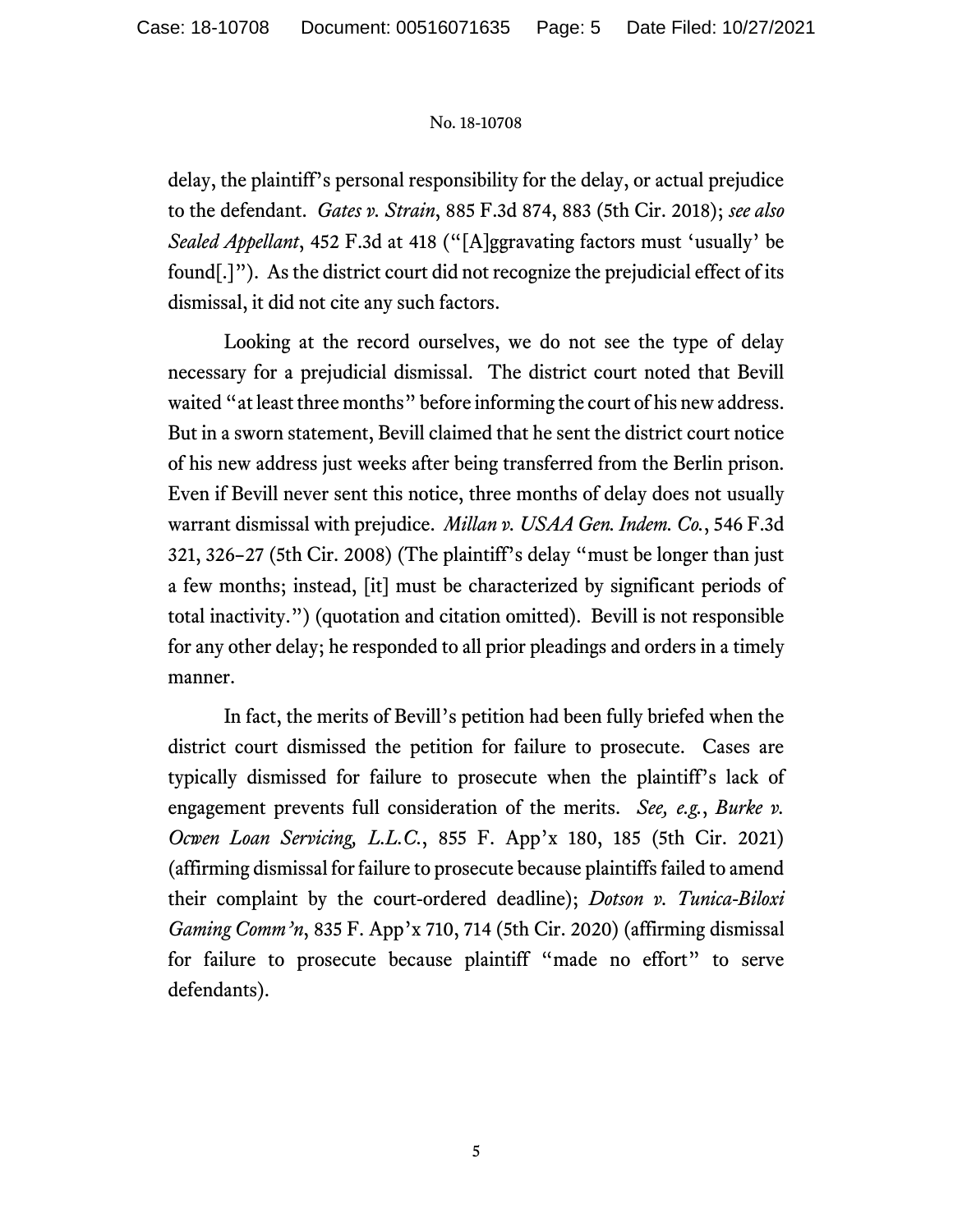delay, the plaintiff's personal responsibility for the delay, or actual prejudice to the defendant. *Gates v. Strain*, 885 F.3d 874, 883 (5th Cir. 2018); *see also Sealed Appellant*, 452 F.3d at 418 ("[A]ggravating factors must 'usually' be found[.]"). As the district court did not recognize the prejudicial effect of its dismissal, it did not cite any such factors.

Looking at the record ourselves, we do not see the type of delay necessary for a prejudicial dismissal. The district court noted that Bevill waited "at least three months" before informing the court of his new address. But in a sworn statement, Bevill claimed that he sent the district court notice of his new address just weeks after being transferred from the Berlin prison. Even if Bevill never sent this notice, three months of delay does not usually warrant dismissal with prejudice. *Millan v. USAA Gen. Indem. Co.*, 546 F.3d 321, 326–27 (5th Cir. 2008) (The plaintiff's delay "must be longer than just a few months; instead, [it] must be characterized by significant periods of total inactivity.") (quotation and citation omitted). Bevill is not responsible for any other delay; he responded to all prior pleadings and orders in a timely manner.

In fact, the merits of Bevill's petition had been fully briefed when the district court dismissed the petition for failure to prosecute. Cases are typically dismissed for failure to prosecute when the plaintiff's lack of engagement prevents full consideration of the merits. *See, e.g.*, *Burke v. Ocwen Loan Servicing, L.L.C.*, 855 F. App'x 180, 185 (5th Cir. 2021) (affirming dismissal for failure to prosecute because plaintiffs failed to amend their complaint by the court-ordered deadline); *Dotson v. Tunica-Biloxi Gaming Comm'n*, 835 F. App'x 710, 714 (5th Cir. 2020) (affirming dismissal for failure to prosecute because plaintiff "made no effort" to serve defendants).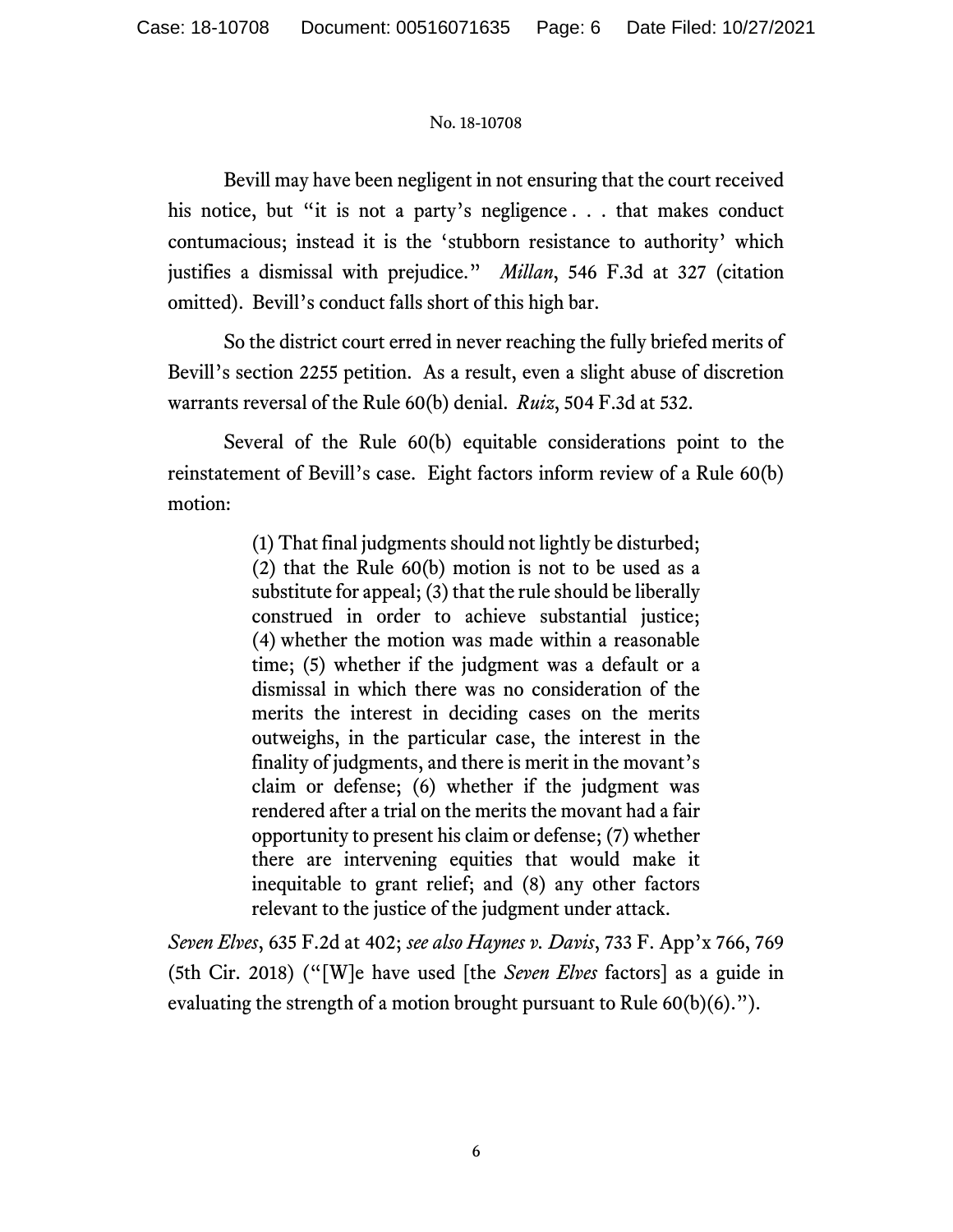Bevill may have been negligent in not ensuring that the court received his notice, but "it is not a party's negligence . . . that makes conduct contumacious; instead it is the 'stubborn resistance to authority' which justifies a dismissal with prejudice." *Millan*, 546 F.3d at 327 (citation omitted). Bevill's conduct falls short of this high bar.

So the district court erred in never reaching the fully briefed merits of Bevill's section 2255 petition. As a result, even a slight abuse of discretion warrants reversal of the Rule 60(b) denial. *Ruiz*, 504 F.3d at 532.

Several of the Rule 60(b) equitable considerations point to the reinstatement of Bevill's case. Eight factors inform review of a Rule 60(b) motion:

> (1) That final judgments should not lightly be disturbed; (2) that the Rule 60(b) motion is not to be used as a substitute for appeal; (3) that the rule should be liberally construed in order to achieve substantial justice; (4) whether the motion was made within a reasonable time; (5) whether if the judgment was a default or a dismissal in which there was no consideration of the merits the interest in deciding cases on the merits outweighs, in the particular case, the interest in the finality of judgments, and there is merit in the movant's claim or defense; (6) whether if the judgment was rendered after a trial on the merits the movant had a fair opportunity to present his claim or defense; (7) whether there are intervening equities that would make it inequitable to grant relief; and (8) any other factors relevant to the justice of the judgment under attack.

*Seven Elves*, 635 F.2d at 402; *see also Haynes v. Davis*, 733 F. App'x 766, 769 (5th Cir. 2018) ("[W]e have used [the *Seven Elves* factors] as a guide in evaluating the strength of a motion brought pursuant to Rule 60(b)(6).").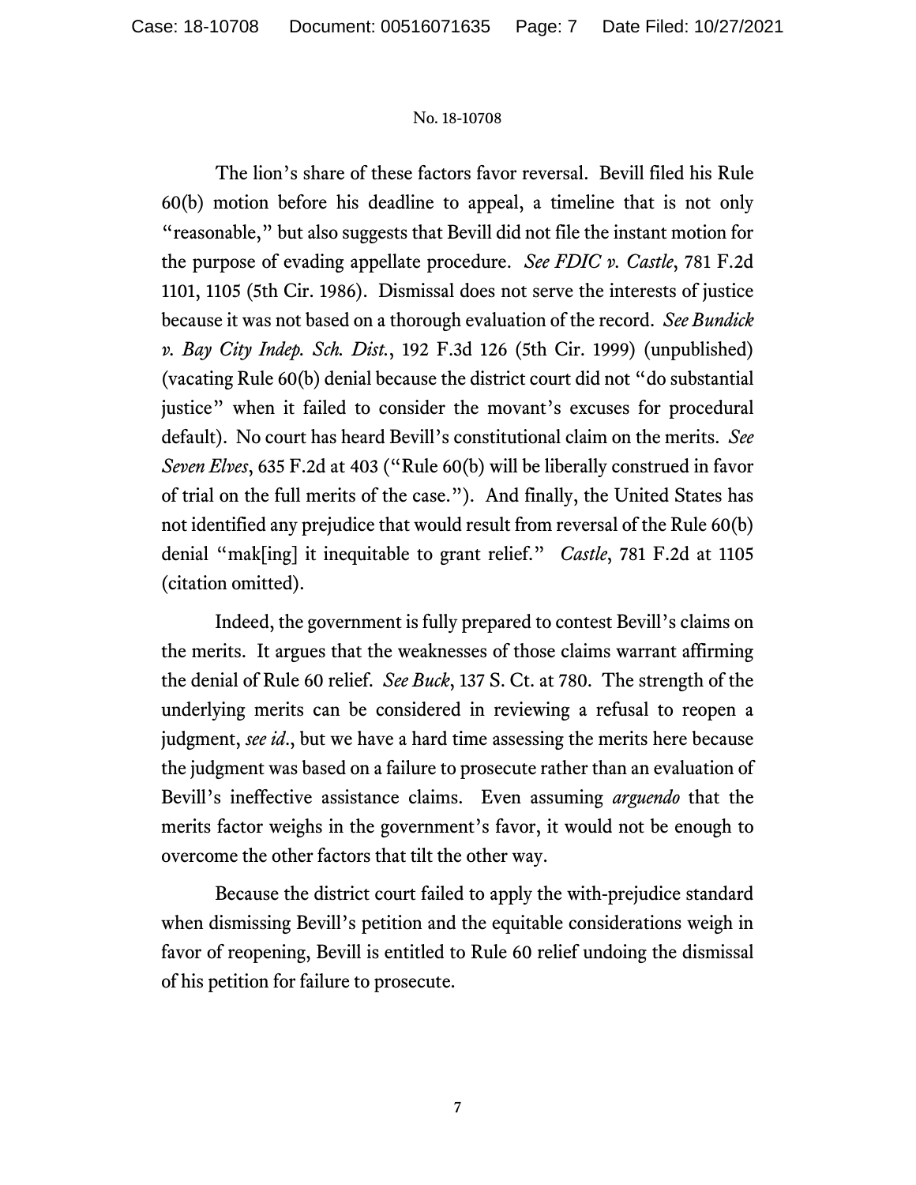The lion's share of these factors favor reversal. Bevill filed his Rule 60(b) motion before his deadline to appeal, a timeline that is not only "reasonable," but also suggests that Bevill did not file the instant motion for the purpose of evading appellate procedure. *See FDIC v. Castle*, 781 F.2d 1101, 1105 (5th Cir. 1986). Dismissal does not serve the interests of justice because it was not based on a thorough evaluation of the record. *See Bundick v. Bay City Indep. Sch. Dist.*, 192 F.3d 126 (5th Cir. 1999) (unpublished) (vacating Rule 60(b) denial because the district court did not "do substantial justice" when it failed to consider the movant's excuses for procedural default). No court has heard Bevill's constitutional claim on the merits. *See Seven Elves*, 635 F.2d at 403 ("Rule 60(b) will be liberally construed in favor of trial on the full merits of the case."). And finally, the United States has not identified any prejudice that would result from reversal of the Rule 60(b) denial "mak[ing] it inequitable to grant relief." *Castle*, 781 F.2d at 1105 (citation omitted).

Indeed, the government is fully prepared to contest Bevill's claims on the merits. It argues that the weaknesses of those claims warrant affirming the denial of Rule 60 relief. *See Buck*, 137 S. Ct. at 780. The strength of the underlying merits can be considered in reviewing a refusal to reopen a judgment, *see id.*, but we have a hard time assessing the merits here because the judgment was based on a failure to prosecute rather than an evaluation of Bevill's ineffective assistance claims. Even assuming *arguendo* that the merits factor weighs in the government's favor, it would not be enough to overcome the other factors that tilt the other way.

Because the district court failed to apply the with-prejudice standard when dismissing Bevill's petition and the equitable considerations weigh in favor of reopening, Bevill is entitled to Rule 60 relief undoing the dismissal of his petition for failure to prosecute.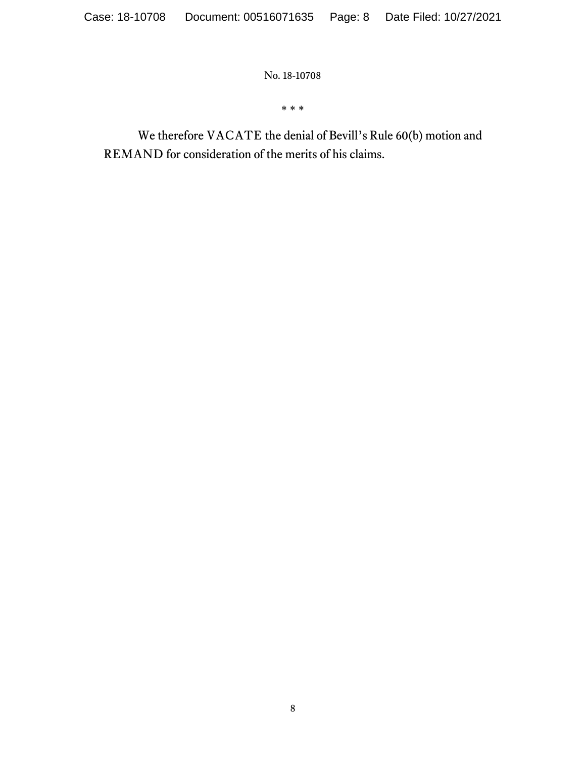\* \* \*

We therefore VACATE the denial of Bevill's Rule 60(b) motion and REMAND for consideration of the merits of his claims.